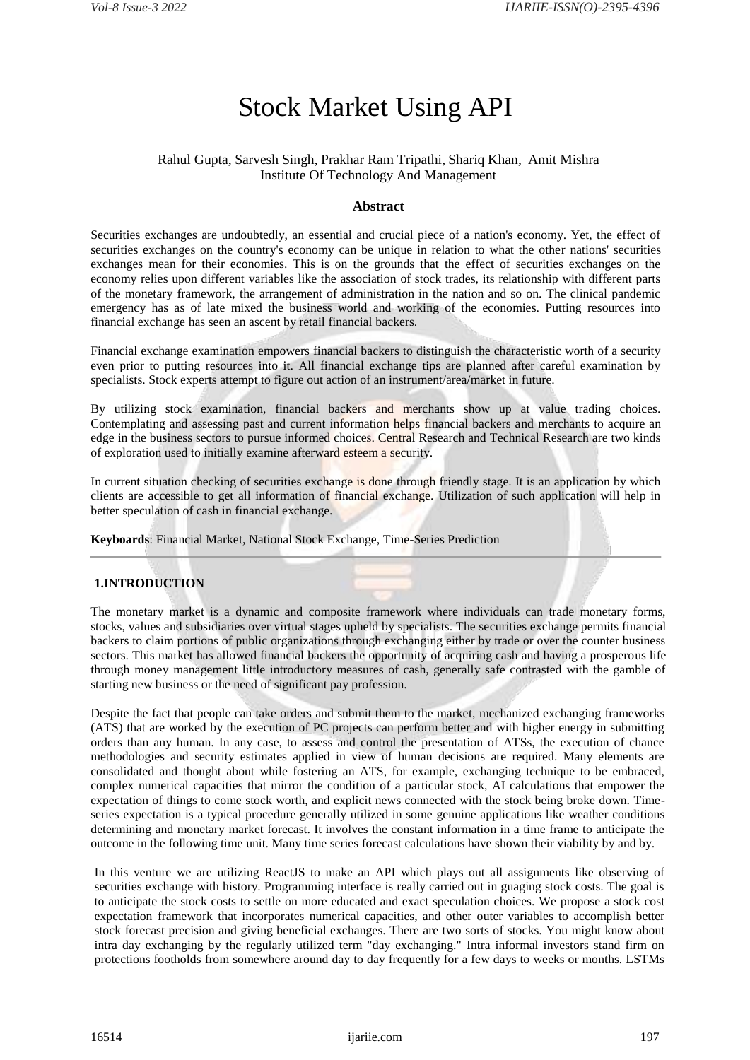# Stock Market Using API

Rahul Gupta, Sarvesh Singh, Prakhar Ram Tripathi, Shariq Khan, Amit Mishra
Institute Of Technology And Management

## Abstract

Securities exchanges are undoubtedly, an essential and crucial piece of a nation's economy. Yet, the effect of securities exchanges on the country's economy can be unique in relation to what the other nations' securities exchanges mean for their economies. This is on the grounds that the effect of securities exchanges on the economy relies upon different variables like the association of stock trades, its relationship with different parts of the monetary framework, the arrangement of administration in the nation and so on. The clinical pandemic emergency has as of late mixed the business world and working of the economies. Putting resources into financial exchange has seen an ascent by retail financial backers.

Financial exchange examination empowers financial backers to distinguish the characteristic worth of a security even prior to putting resources into it. All financial exchange tips are planned after careful examination by specialists. Stock experts attempt to figure out action of an instrument/area/market in future.

By utilizing stock examination, financial backers and merchants show up at value trading choices. Contemplating and assessing past and current information helps financial backers and merchants to acquire an edge in the business sectors to pursue informed choices. Central Research and Technical Research are two kinds of exploration used to initially examine afterward esteem a security.

In current situation checking of securities exchange is done through friendly stage. It is an application by which clients are accessible to get all information of financial exchange. Utilization of such application will help in better speculation of cash in financial exchange.

**Keyboards**: Financial Market, National Stock Exchange, Time-Series Prediction

## 1.INTRODUCTION

The monetary market is a dynamic and composite framework where individuals can trade monetary forms, stocks, values and subsidiaries over virtual stages upheld by specialists. The securities exchange permits financial backers to claim portions of public organizations through exchanging either by trade or over the counter business sectors. This market has allowed financial backers the opportunity of acquiring cash and having a prosperous life through money management little introductory measures of cash, generally safe contrasted with the gamble of starting new business or the need of significant pay profession.

Despite the fact that people can take orders and submit them to the market, mechanized exchanging frameworks (ATS) that are worked by the execution of PC projects can perform better and with higher energy in submitting orders than any human. In any case, to assess and control the presentation of ATSs, the execution of chance methodologies and security estimates applied in view of human decisions are required. Many elements are consolidated and thought about while fostering an ATS, for example, exchanging technique to be embraced, complex numerical capacities that mirror the condition of a particular stock, AI calculations that empower the expectation of things to come stock worth, and explicit news connected with the stock being broke down. Time-series expectation is a typical procedure generally utilized in some genuine applications like weather conditions determining and monetary market forecast. It involves the constant information in a time frame to anticipate the outcome in the following time unit. Many time series forecast calculations have shown their viability by and by.

In this venture we are utilizing ReactJS to make an API which plays out all assignments like observing of securities exchange with history. Programming interface is really carried out in guaging stock costs. The goal is to anticipate the stock costs to settle on more educated and exact speculation choices. We propose a stock cost expectation framework that incorporates numerical capacities, and other outer variables to accomplish better stock forecast precision and giving beneficial exchanges. There are two sorts of stocks. You might know about intra day exchanging by the regularly utilized term "day exchanging." Intra informal investors stand firm on protections footholds from somewhere around day to day frequently for a few days to weeks or months. LSTMs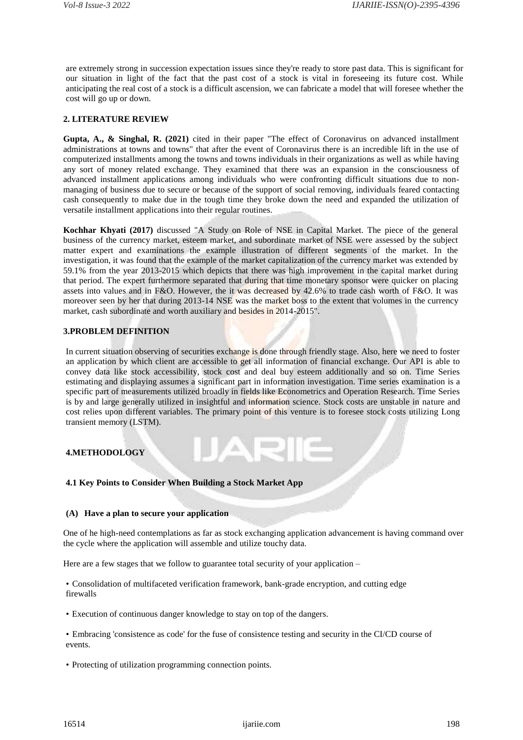are extremely strong in succession expectation issues since they're ready to store past data. This is significant for our situation in light of the fact that the past cost of a stock is vital in foreseeing its future cost. While anticipating the real cost of a stock is a difficult ascension, we can fabricate a model that will foresee whether the cost will go up or down.

## 2. LITERATURE REVIEW

**Gupta, A., & Singhal, R. (2021)** cited in their paper "The effect of Coronavirus on advanced installment administrations at towns and towns" that after the event of Coronavirus there is an incredible lift in the use of computerized installments among the towns and towns individuals in their organizations as well as while having any sort of money related exchange. They examined that there was an expansion in the consciousness of advanced installment applications among individuals who were confronting difficult situations due to non-managing of business due to secure or because of the support of social removing, individuals feared contacting cash consequently to make due in the tough time they broke down the need and expanded the utilization of versatile installment applications into their regular routines.

**Kochhar Khyati (2017)** discussed "A Study on Role of NSE in Capital Market. The piece of the general business of the currency market, esteem market, and subordinate market of NSE were assessed by the subject matter expert and examinations the example illustration of different segments of the market. In the investigation, it was found that the example of the market capitalization of the currency market was extended by 59.1% from the year 2013-2015 which depicts that there was high improvement in the capital market during that period. The expert furthermore separated that during that time monetary sponsor were quicker on placing assets into values and in F&O. However, the it was decreased by 42.6% to trade cash worth of F&O. It was moreover seen by her that during 2013-14 NSE was the market boss to the extent that volumes in the currency market, cash subordinate and worth auxiliary and besides in 2014-2015".

## 3.PROBLEM DEFINITION

In current situation observing of securities exchange is done through friendly stage. Also, here we need to foster an application by which client are accessible to get all information of financial exchange. Our API is able to convey data like stock accessibility, stock cost and deal buy esteem additionally and so on. Time Series estimating and displaying assumes a significant part in information investigation. Time series examination is a specific part of measurements utilized broadly in fields like Econometrics and Operation Research. Time Series is by and large generally utilized in insightful and information science. Stock costs are unstable in nature and cost relies upon different variables. The primary point of this venture is to foresee stock costs utilizing Long transient memory (LSTM).

## 4.METHODOLOGY

### 4.1 Key Points to Consider When Building a Stock Market App

#### (A) Have a plan to secure your application

One of he high-need contemplations as far as stock exchanging application advancement is having command over the cycle where the application will assemble and utilize touchy data.

Here are a few stages that we follow to guarantee total security of your application –

- Consolidation of multifaceted verification framework, bank-grade encryption, and cutting edge firewalls
- Execution of continuous danger knowledge to stay on top of the dangers.
- Embracing 'consistence as code' for the fuse of consistence testing and security in the CI/CD course of events.
- Protecting of utilization programming connection points.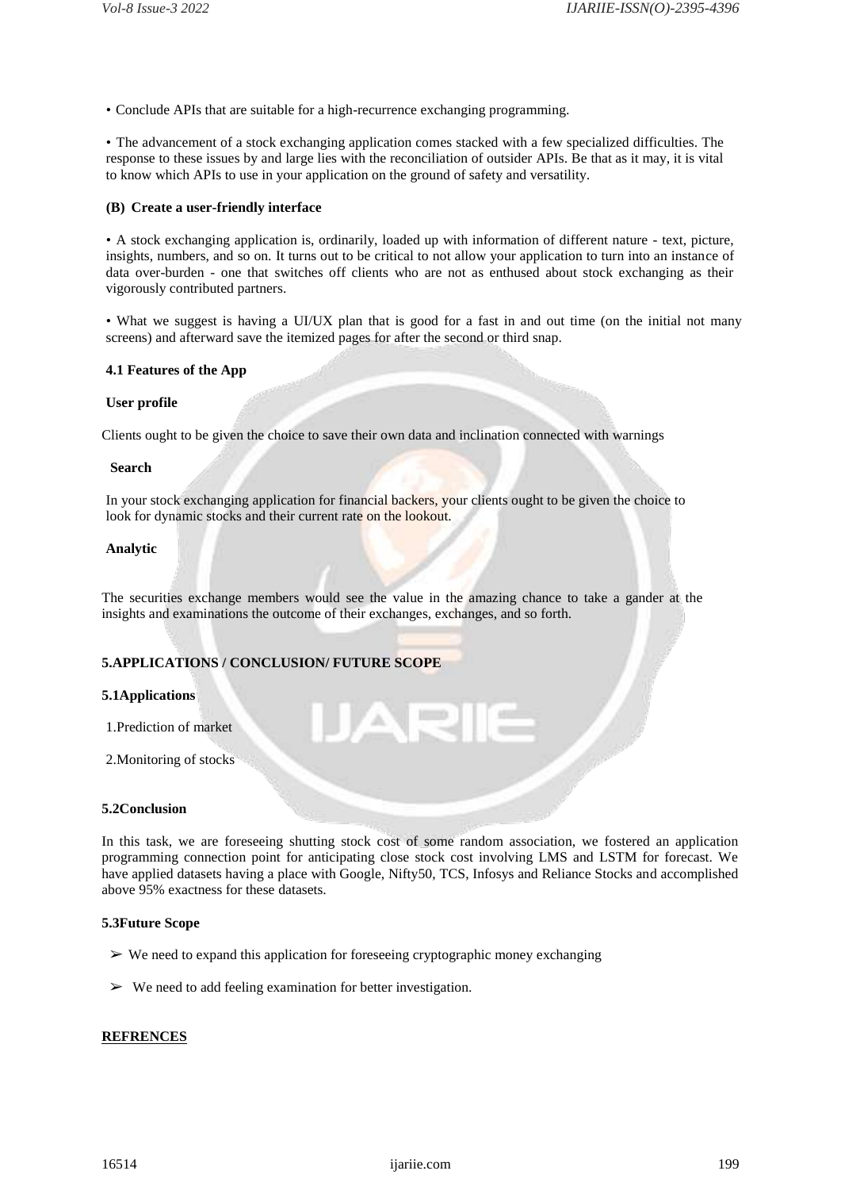• Conclude APIs that are suitable for a high-recurrence exchanging programming.

• The advancement of a stock exchanging application comes stacked with a few specialized difficulties. The response to these issues by and large lies with the reconciliation of outsider APIs. Be that as it may, it is vital to know which APIs to use in your application on the ground of safety and versatility.

**(B) Create a user-friendly interface**

• A stock exchanging application is, ordinarily, loaded up with information of different nature - text, picture, insights, numbers, and so on. It turns out to be critical to not allow your application to turn into an instance of data over-burden - one that switches off clients who are not as enthused about stock exchanging as their vigorously contributed partners.

• What we suggest is having a UI/UX plan that is good for a fast in and out time (on the initial not many screens) and afterward save the itemized pages for after the second or third snap.

### 4.1 Features of the App

**User profile**

Clients ought to be given the choice to save their own data and inclination connected with warnings

**Search**

In your stock exchanging application for financial backers, your clients ought to be given the choice to look for dynamic stocks and their current rate on the lookout.

**Analytic**

The securities exchange members would see the value in the amazing chance to take a gander at the insights and examinations the outcome of their exchanges, exchanges, and so forth.

## 5.APPLICATIONS / CONCLUSION/ FUTURE SCOPE

### 5.1Applications

1.Prediction of market

2.Monitoring of stocks

### 5.2Conclusion

In this task, we are foreseeing shutting stock cost of some random association, we fostered an application programming connection point for anticipating close stock cost involving LMS and LSTM for forecast. We have applied datasets having a place with Google, Nifty50, TCS, Infosys and Reliance Stocks and accomplished above 95% exactness for these datasets.

### 5.3Future Scope

- ➢ We need to expand this application for foreseeing cryptographic money exchanging
- ➢ We need to add feeling examination for better investigation.

## REFRENCES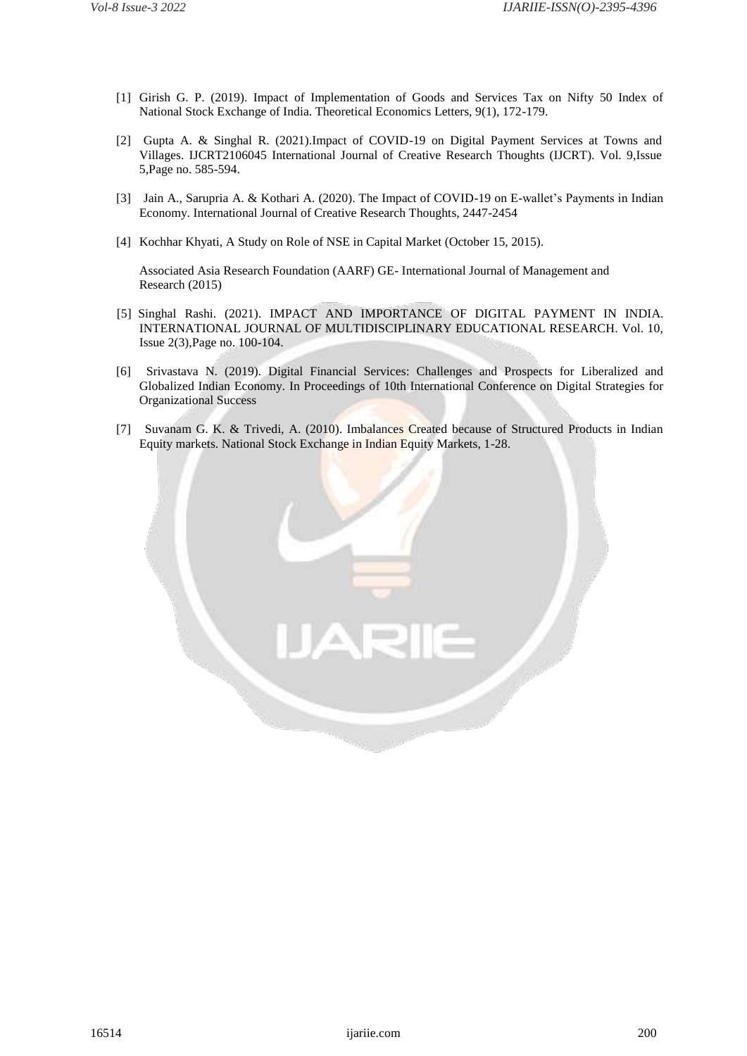[1] Girish G. P. (2019). Impact of Implementation of Goods and Services Tax on Nifty 50 Index of National Stock Exchange of India. Theoretical Economics Letters, 9(1), 172-179.

[2] Gupta A. & Singhal R. (2021).Impact of COVID-19 on Digital Payment Services at Towns and Villages. IJCRT2106045 International Journal of Creative Research Thoughts (IJCRT). Vol. 9,Issue 5,Page no. 585-594.

[3] Jain A., Sarupria A. & Kothari A. (2020). The Impact of COVID-19 on E-wallet's Payments in Indian Economy. International Journal of Creative Research Thoughts, 2447-2454

[4] Kochhar Khyati, A Study on Role of NSE in Capital Market (October 15, 2015).

Associated Asia Research Foundation (AARF) GE- International Journal of Management and Research (2015)

[5] Singhal Rashi. (2021). IMPACT AND IMPORTANCE OF DIGITAL PAYMENT IN INDIA. INTERNATIONAL JOURNAL OF MULTIDISCIPLINARY EDUCATIONAL RESEARCH. Vol. 10, Issue 2(3),Page no. 100-104.

[6] Srivastava N. (2019). Digital Financial Services: Challenges and Prospects for Liberalized and Globalized Indian Economy. In Proceedings of 10th International Conference on Digital Strategies for Organizational Success

[7] Suvanam G. K. & Trivedi, A. (2010). Imbalances Created because of Structured Products in Indian Equity markets. National Stock Exchange in Indian Equity Markets, 1-28.